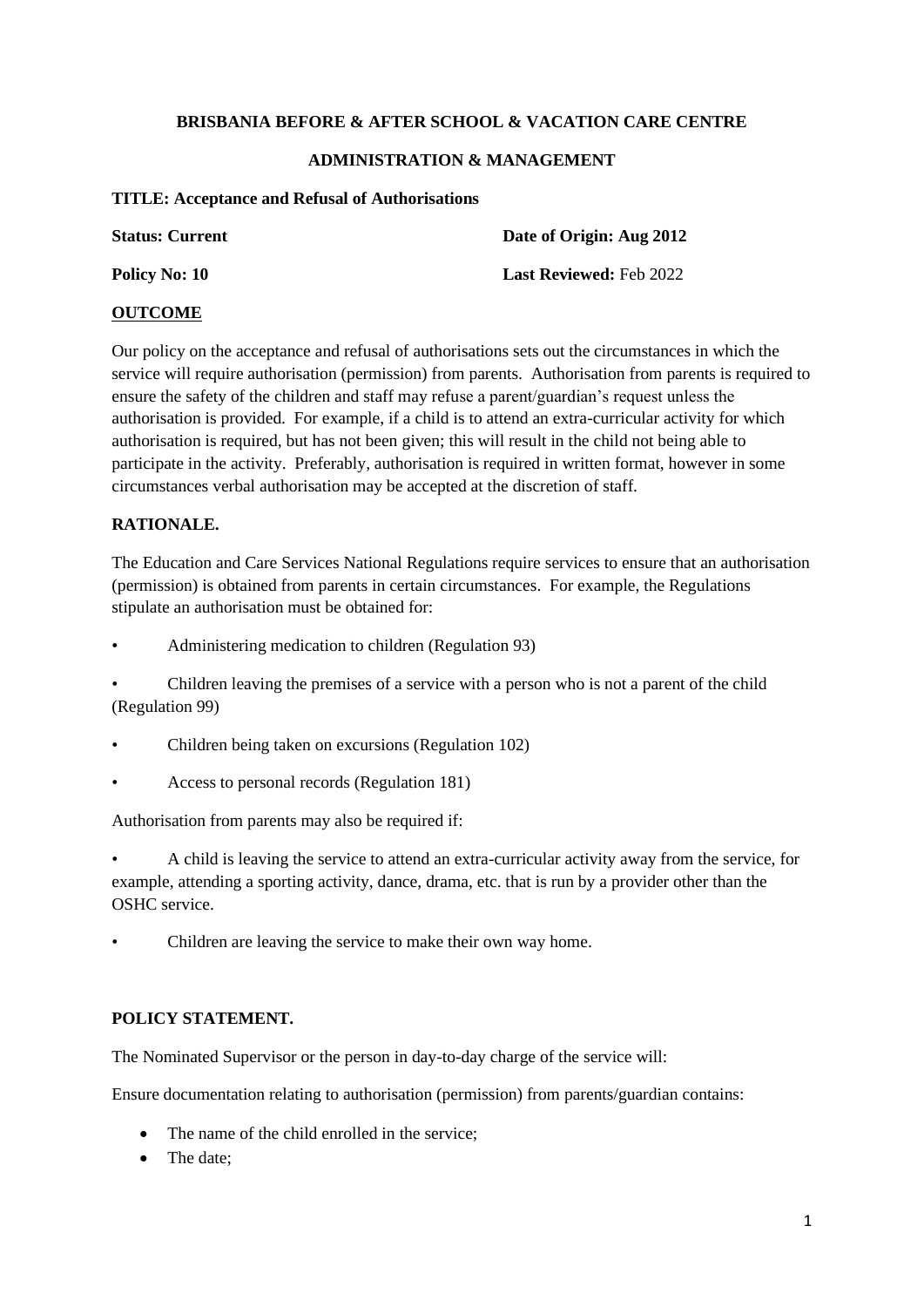**BRISBANIA BEFORE & AFTER SCHOOL & VACATION CARE CENTRE**

**ADMINISTRATION & MANAGEMENT**

**TITLE: Acceptance and Refusal of Authorisations**

**Status: Current** **Date of Origin: Aug 2012**

**Policy No: 10** **Last Reviewed:** Feb 2022

## OUTCOME

Our policy on the acceptance and refusal of authorisations sets out the circumstances in which the service will require authorisation (permission) from parents. Authorisation from parents is required to ensure the safety of the children and staff may refuse a parent/guardian's request unless the authorisation is provided. For example, if a child is to attend an extra-curricular activity for which authorisation is required, but has not been given; this will result in the child not being able to participate in the activity. Preferably, authorisation is required in written format, however in some circumstances verbal authorisation may be accepted at the discretion of staff.

## RATIONALE.

The Education and Care Services National Regulations require services to ensure that an authorisation (permission) is obtained from parents in certain circumstances. For example, the Regulations stipulate an authorisation must be obtained for:

- Administering medication to children (Regulation 93)
- Children leaving the premises of a service with a person who is not a parent of the child (Regulation 99)
- Children being taken on excursions (Regulation 102)
- Access to personal records (Regulation 181)

Authorisation from parents may also be required if:

- A child is leaving the service to attend an extra-curricular activity away from the service, for example, attending a sporting activity, dance, drama, etc. that is run by a provider other than the OSHC service.
- Children are leaving the service to make their own way home.

## POLICY STATEMENT.

The Nominated Supervisor or the person in day-to-day charge of the service will:

Ensure documentation relating to authorisation (permission) from parents/guardian contains:

- The name of the child enrolled in the service;
- The date;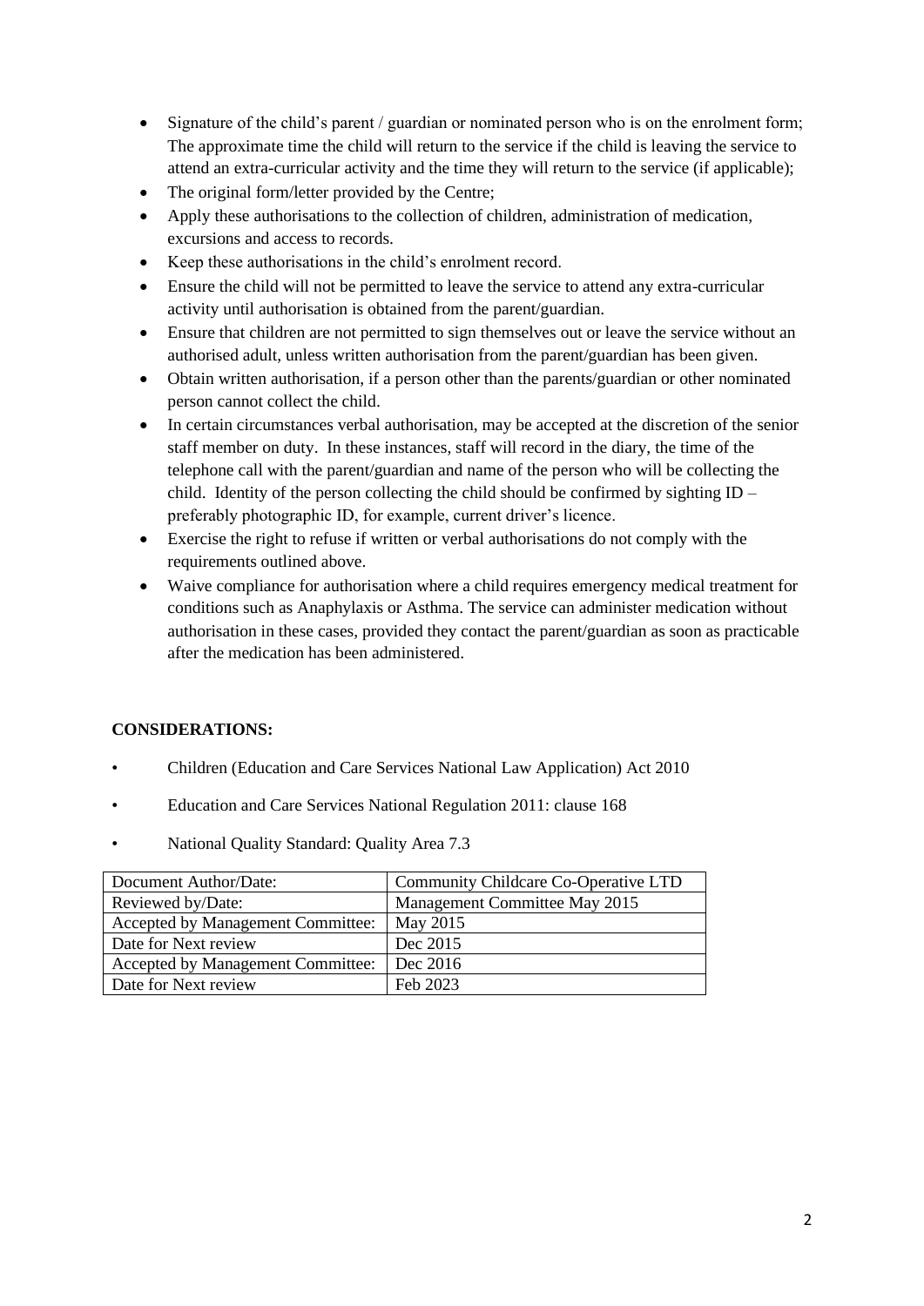- Signature of the child's parent / guardian or nominated person who is on the enrolment form; The approximate time the child will return to the service if the child is leaving the service to attend an extra-curricular activity and the time they will return to the service (if applicable);
- The original form/letter provided by the Centre;
- Apply these authorisations to the collection of children, administration of medication, excursions and access to records.
- Keep these authorisations in the child's enrolment record.
- Ensure the child will not be permitted to leave the service to attend any extra-curricular activity until authorisation is obtained from the parent/guardian.
- Ensure that children are not permitted to sign themselves out or leave the service without an authorised adult, unless written authorisation from the parent/guardian has been given.
- Obtain written authorisation, if a person other than the parents/guardian or other nominated person cannot collect the child.
- In certain circumstances verbal authorisation, may be accepted at the discretion of the senior staff member on duty. In these instances, staff will record in the diary, the time of the telephone call with the parent/guardian and name of the person who will be collecting the child. Identity of the person collecting the child should be confirmed by sighting ID – preferably photographic ID, for example, current driver's licence.
- Exercise the right to refuse if written or verbal authorisations do not comply with the requirements outlined above.
- Waive compliance for authorisation where a child requires emergency medical treatment for conditions such as Anaphylaxis or Asthma. The service can administer medication without authorisation in these cases, provided they contact the parent/guardian as soon as practicable after the medication has been administered.

**CONSIDERATIONS:**

- Children (Education and Care Services National Law Application) Act 2010
- Education and Care Services National Regulation 2011: clause 168
- National Quality Standard: Quality Area 7.3

| | |
|---|---|
| Document Author/Date: | Community Childcare Co-Operative LTD |
| Reviewed by/Date: | Management Committee May 2015 |
| Accepted by Management Committee: | May 2015 |
| Date for Next review | Dec 2015 |
| Accepted by Management Committee: | Dec 2016 |
| Date for Next review | Feb 2023 |